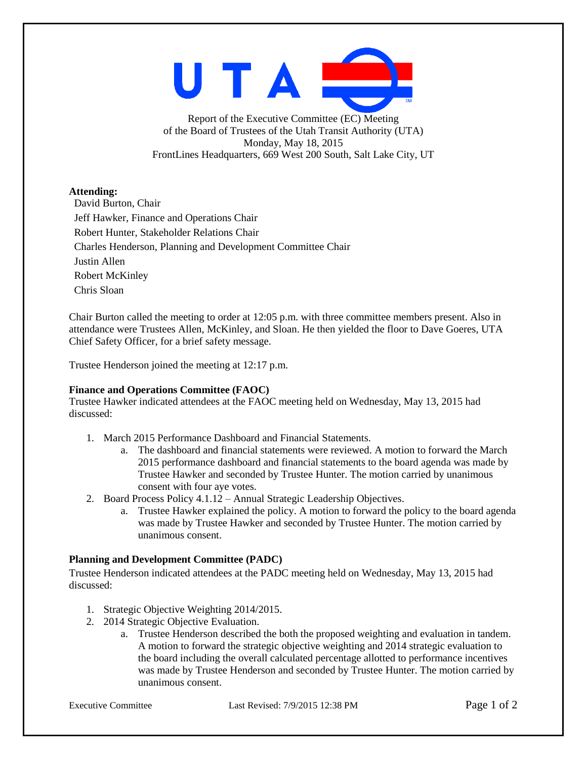UTA

Report of the Executive Committee (EC) Meeting
of the Board of Trustees of the Utah Transit Authority (UTA)
Monday, May 18, 2015
FrontLines Headquarters, 669 West 200 South, Salt Lake City, UT

**Attending:**

David Burton, Chair
Jeff Hawker, Finance and Operations Chair
Robert Hunter, Stakeholder Relations Chair
Charles Henderson, Planning and Development Committee Chair
Justin Allen
Robert McKinley
Chris Sloan

Chair Burton called the meeting to order at 12:05 p.m. with three committee members present. Also in attendance were Trustees Allen, McKinley, and Sloan. He then yielded the floor to Dave Goeres, UTA Chief Safety Officer, for a brief safety message.

Trustee Henderson joined the meeting at 12:17 p.m.

**Finance and Operations Committee (FAOC)**

Trustee Hawker indicated attendees at the FAOC meeting held on Wednesday, May 13, 2015 had discussed:

1. March 2015 Performance Dashboard and Financial Statements.
   a. The dashboard and financial statements were reviewed. A motion to forward the March 2015 performance dashboard and financial statements to the board agenda was made by Trustee Hawker and seconded by Trustee Hunter. The motion carried by unanimous consent with four aye votes.
2. Board Process Policy 4.1.12 – Annual Strategic Leadership Objectives.
   a. Trustee Hawker explained the policy. A motion to forward the policy to the board agenda was made by Trustee Hawker and seconded by Trustee Hunter. The motion carried by unanimous consent.

**Planning and Development Committee (PADC)**

Trustee Henderson indicated attendees at the PADC meeting held on Wednesday, May 13, 2015 had discussed:

1. Strategic Objective Weighting 2014/2015.
2. 2014 Strategic Objective Evaluation.
   a. Trustee Henderson described the both the proposed weighting and evaluation in tandem. A motion to forward the strategic objective weighting and 2014 strategic evaluation to the board including the overall calculated percentage allotted to performance incentives was made by Trustee Henderson and seconded by Trustee Hunter. The motion carried by unanimous consent.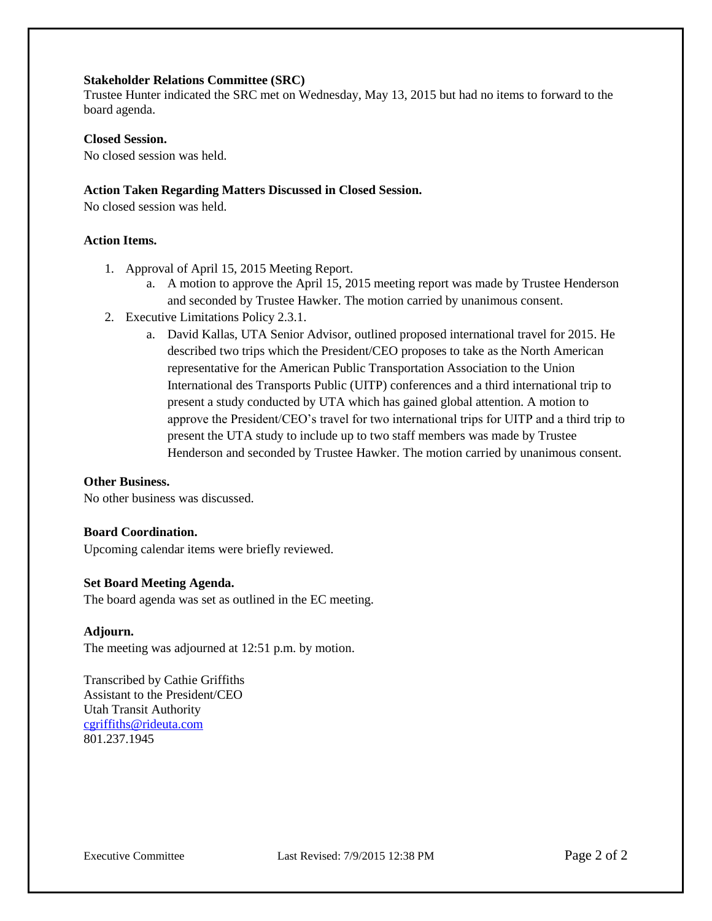**Stakeholder Relations Committee (SRC)**
Trustee Hunter indicated the SRC met on Wednesday, May 13, 2015 but had no items to forward to the board agenda.

**Closed Session.**
No closed session was held.

**Action Taken Regarding Matters Discussed in Closed Session.**
No closed session was held.

**Action Items.**

1. Approval of April 15, 2015 Meeting Report.
   a. A motion to approve the April 15, 2015 meeting report was made by Trustee Henderson and seconded by Trustee Hawker. The motion carried by unanimous consent.
2. Executive Limitations Policy 2.3.1.
   a. David Kallas, UTA Senior Advisor, outlined proposed international travel for 2015. He described two trips which the President/CEO proposes to take as the North American representative for the American Public Transportation Association to the Union International des Transports Public (UITP) conferences and a third international trip to present a study conducted by UTA which has gained global attention. A motion to approve the President/CEO's travel for two international trips for UITP and a third trip to present the UTA study to include up to two staff members was made by Trustee Henderson and seconded by Trustee Hawker. The motion carried by unanimous consent.

**Other Business.**
No other business was discussed.

**Board Coordination.**
Upcoming calendar items were briefly reviewed.

**Set Board Meeting Agenda.**
The board agenda was set as outlined in the EC meeting.

**Adjourn.**
The meeting was adjourned at 12:51 p.m. by motion.

Transcribed by Cathie Griffiths
Assistant to the President/CEO
Utah Transit Authority
cgriffiths@rideuta.com
801.237.1945